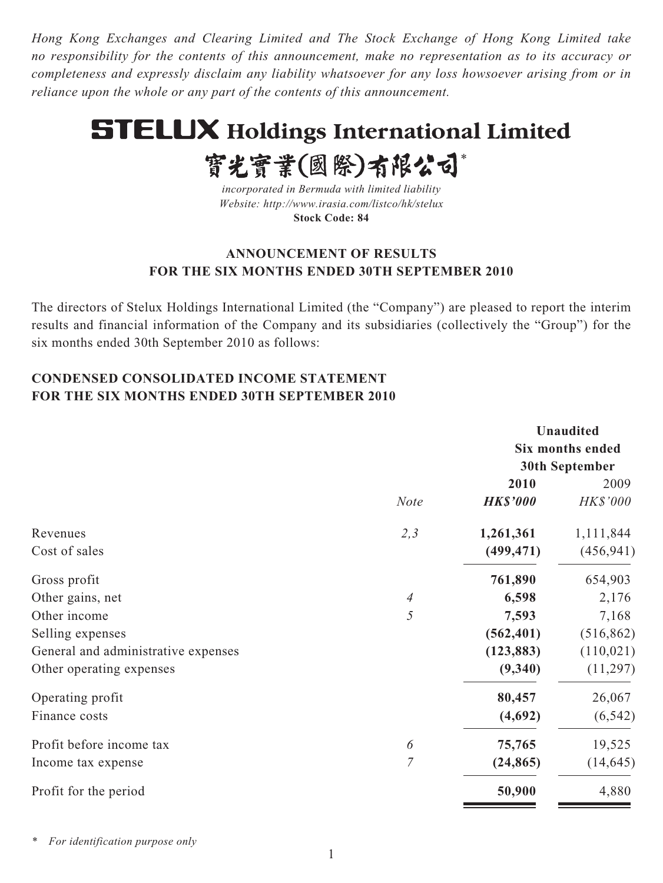*Hong Kong Exchanges and Clearing Limited and The Stock Exchange of Hong Kong Limited take no responsibility for the contents of this announcement, make no representation as to its accuracy or completeness and expressly disclaim any liability whatsoever for any loss howsoever arising from or in reliance upon the whole or any part of the contents of this announcement.*

# STELUX Holdings International Limited

# 寶光實業(國際)有限公司*

*incorporated in Bermuda with limited liability*
*Website: http://www.irasia.com/listco/hk/stelux*
**Stock Code: 84**

## ANNOUNCEMENT OF RESULTS FOR THE SIX MONTHS ENDED 30TH SEPTEMBER 2010

The directors of Stelux Holdings International Limited (the "Company") are pleased to report the interim results and financial information of the Company and its subsidiaries (collectively the "Group") for the six months ended 30th September 2010 as follows:

### CONDENSED CONSOLIDATED INCOME STATEMENT FOR THE SIX MONTHS ENDED 30TH SEPTEMBER 2010

| | | Unaudited Six months ended 30th September | |
|---|---|---|---|
| | | **2010** | 2009 |
| | *Note* | ***HK$'000*** | *HK$'000* |
| Revenues | *2,3* | **1,261,361** | 1,111,844 |
| Cost of sales | | **(499,471)** | (456,941) |
| Gross profit | | **761,890** | 654,903 |
| Other gains, net | *4* | **6,598** | 2,176 |
| Other income | *5* | **7,593** | 7,168 |
| Selling expenses | | **(562,401)** | (516,862) |
| General and administrative expenses | | **(123,883)** | (110,021) |
| Other operating expenses | | **(9,340)** | (11,297) |
| Operating profit | | **80,457** | 26,067 |
| Finance costs | | **(4,692)** | (6,542) |
| Profit before income tax | *6* | **75,765** | 19,525 |
| Income tax expense | *7* | **(24,865)** | (14,645) |
| Profit for the period | | **50,900** | 4,880 |

\* *For identification purpose only*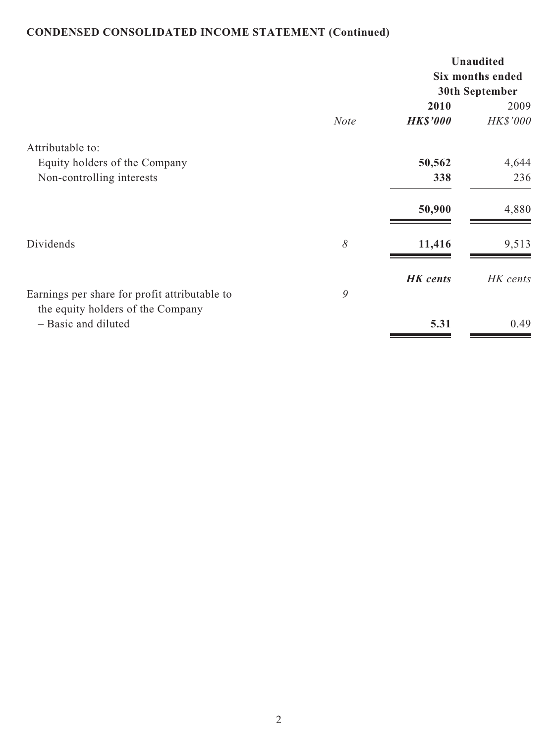**CONDENSED CONSOLIDATED INCOME STATEMENT (Continued)**

| | | Unaudited | |
|---|---|---|---|
| | | Six months ended 30th September | |
| | | **2010** | 2009 |
| | *Note* | ***HK$'000*** | *HK$'000* |
| Attributable to: | | | |
| Equity holders of the Company | | **50,562** | 4,644 |
| Non-controlling interests | | **338** | 236 |
| | | **50,900** | 4,880 |
| Dividends | *8* | **11,416** | 9,513 |
| | | ***HK cents*** | *HK cents* |
| Earnings per share for profit attributable to the equity holders of the Company | *9* | | |
| – Basic and diluted | | **5.31** | 0.49 |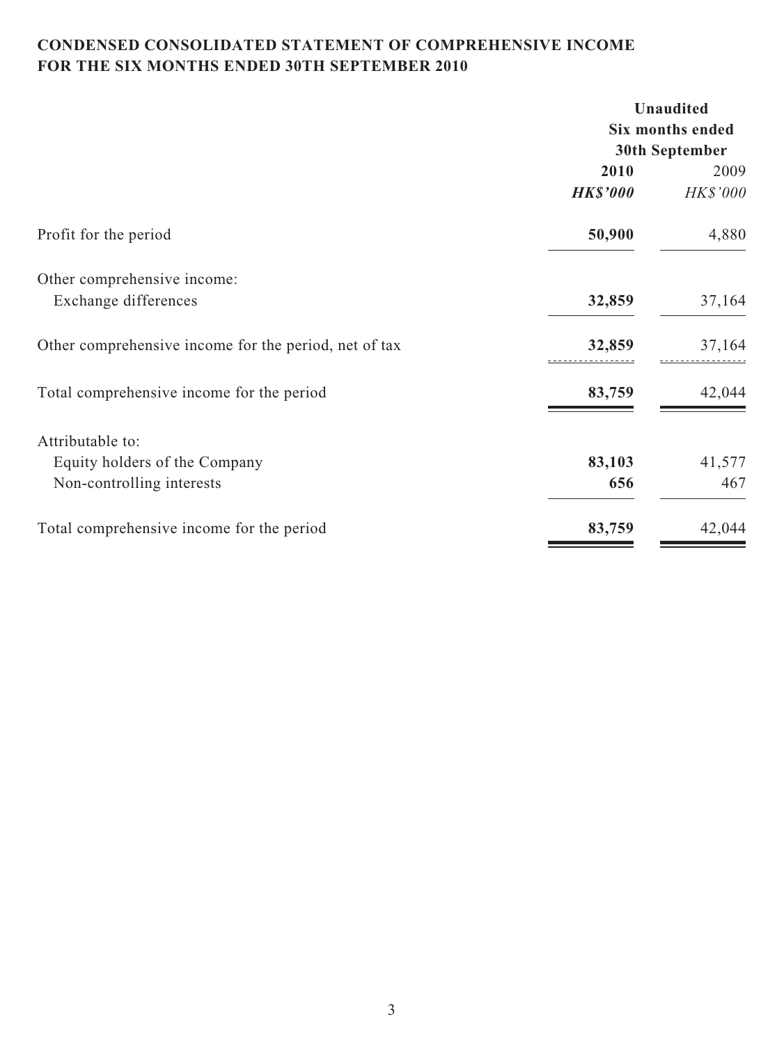# CONDENSED CONSOLIDATED STATEMENT OF COMPREHENSIVE INCOME FOR THE SIX MONTHS ENDED 30TH SEPTEMBER 2010

| | Unaudited | |
|---|---|---|
| | Six months ended 30th September | |
| | **2010** | 2009 |
| | ***HK$'000*** | *HK$'000* |
| Profit for the period | **50,900** | 4,880 |
| Other comprehensive income: | | |
| Exchange differences | **32,859** | 37,164 |
| Other comprehensive income for the period, net of tax | **32,859** | 37,164 |
| Total comprehensive income for the period | **83,759** | 42,044 |
| Attributable to: | | |
| Equity holders of the Company | **83,103** | 41,577 |
| Non-controlling interests | **656** | 467 |
| Total comprehensive income for the period | **83,759** | 42,044 |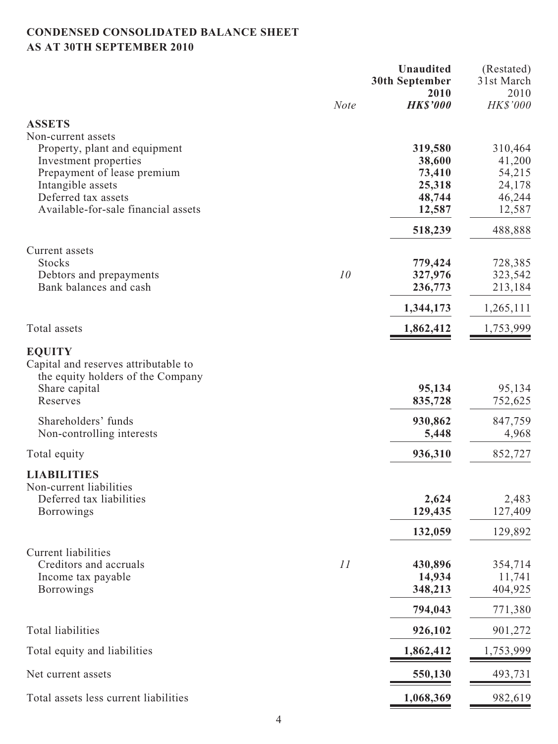## CONDENSED CONSOLIDATED BALANCE SHEET
## AS AT 30TH SEPTEMBER 2010

| | Note | **Unaudited 30th September 2010 HK$'000** | (Restated) 31st March 2010 HK$'000 |
|---|---|---|---|
| **ASSETS** | | | |
| Non-current assets | | | |
| Property, plant and equipment | | **319,580** | 310,464 |
| Investment properties | | **38,600** | 41,200 |
| Prepayment of lease premium | | **73,410** | 54,215 |
| Intangible assets | | **25,318** | 24,178 |
| Deferred tax assets | | **48,744** | 46,244 |
| Available-for-sale financial assets | | **12,587** | 12,587 |
| | | **518,239** | 488,888 |
| Current assets | | | |
| Stocks | | **779,424** | 728,385 |
| Debtors and prepayments | *10* | **327,976** | 323,542 |
| Bank balances and cash | | **236,773** | 213,184 |
| | | **1,344,173** | 1,265,111 |
| Total assets | | **1,862,412** | 1,753,999 |
| **EQUITY** | | | |
| Capital and reserves attributable to the equity holders of the Company | | | |
| Share capital | | **95,134** | 95,134 |
| Reserves | | **835,728** | 752,625 |
| Shareholders' funds | | **930,862** | 847,759 |
| Non-controlling interests | | **5,448** | 4,968 |
| Total equity | | **936,310** | 852,727 |
| **LIABILITIES** | | | |
| Non-current liabilities | | | |
| Deferred tax liabilities | | **2,624** | 2,483 |
| Borrowings | | **129,435** | 127,409 |
| | | **132,059** | 129,892 |
| Current liabilities | | | |
| Creditors and accruals | *11* | **430,896** | 354,714 |
| Income tax payable | | **14,934** | 11,741 |
| Borrowings | | **348,213** | 404,925 |
| | | **794,043** | 771,380 |
| Total liabilities | | **926,102** | 901,272 |
| Total equity and liabilities | | **1,862,412** | 1,753,999 |
| Net current assets | | **550,130** | 493,731 |
| Total assets less current liabilities | | **1,068,369** | 982,619 |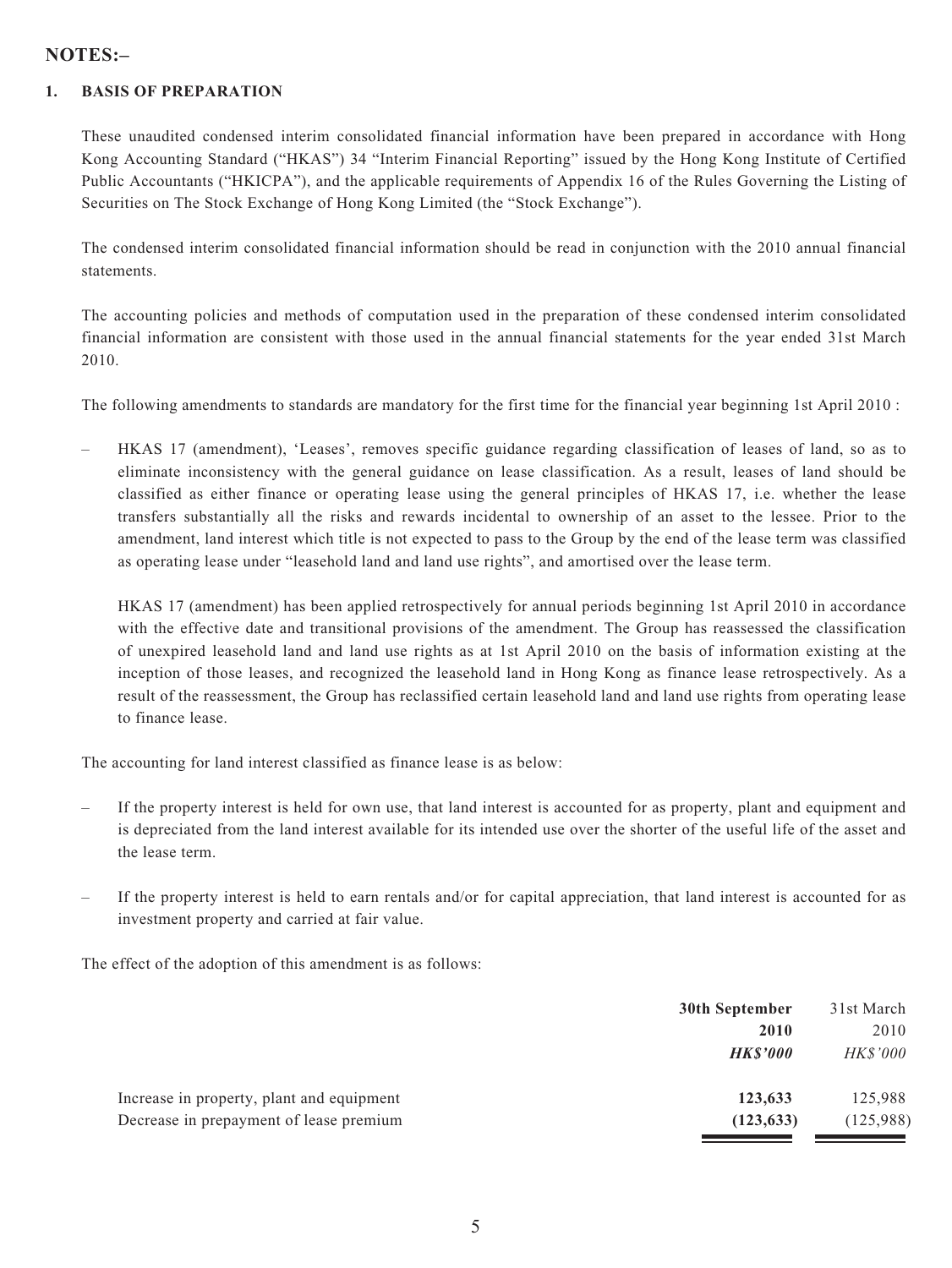## NOTES:–

### 1. BASIS OF PREPARATION

These unaudited condensed interim consolidated financial information have been prepared in accordance with Hong Kong Accounting Standard ("HKAS") 34 "Interim Financial Reporting" issued by the Hong Kong Institute of Certified Public Accountants ("HKICPA"), and the applicable requirements of Appendix 16 of the Rules Governing the Listing of Securities on The Stock Exchange of Hong Kong Limited (the "Stock Exchange").

The condensed interim consolidated financial information should be read in conjunction with the 2010 annual financial statements.

The accounting policies and methods of computation used in the preparation of these condensed interim consolidated financial information are consistent with those used in the annual financial statements for the year ended 31st March 2010.

The following amendments to standards are mandatory for the first time for the financial year beginning 1st April 2010 :

– HKAS 17 (amendment), 'Leases', removes specific guidance regarding classification of leases of land, so as to eliminate inconsistency with the general guidance on lease classification. As a result, leases of land should be classified as either finance or operating lease using the general principles of HKAS 17, i.e. whether the lease transfers substantially all the risks and rewards incidental to ownership of an asset to the lessee. Prior to the amendment, land interest which title is not expected to pass to the Group by the end of the lease term was classified as operating lease under "leasehold land and land use rights", and amortised over the lease term.

  HKAS 17 (amendment) has been applied retrospectively for annual periods beginning 1st April 2010 in accordance with the effective date and transitional provisions of the amendment. The Group has reassessed the classification of unexpired leasehold land and land use rights as at 1st April 2010 on the basis of information existing at the inception of those leases, and recognized the leasehold land in Hong Kong as finance lease retrospectively. As a result of the reassessment, the Group has reclassified certain leasehold land and land use rights from operating lease to finance lease.

The accounting for land interest classified as finance lease is as below:

– If the property interest is held for own use, that land interest is accounted for as property, plant and equipment and is depreciated from the land interest available for its intended use over the shorter of the useful life of the asset and the lease term.

– If the property interest is held to earn rentals and/or for capital appreciation, that land interest is accounted for as investment property and carried at fair value.

The effect of the adoption of this amendment is as follows:

| | **30th September 2010** | 31st March 2010 |
|---|---|---|
| | ***HK$'000*** | *HK$'000* |
| Increase in property, plant and equipment | **123,633** | 125,988 |
| Decrease in prepayment of lease premium | **(123,633)** | (125,988) |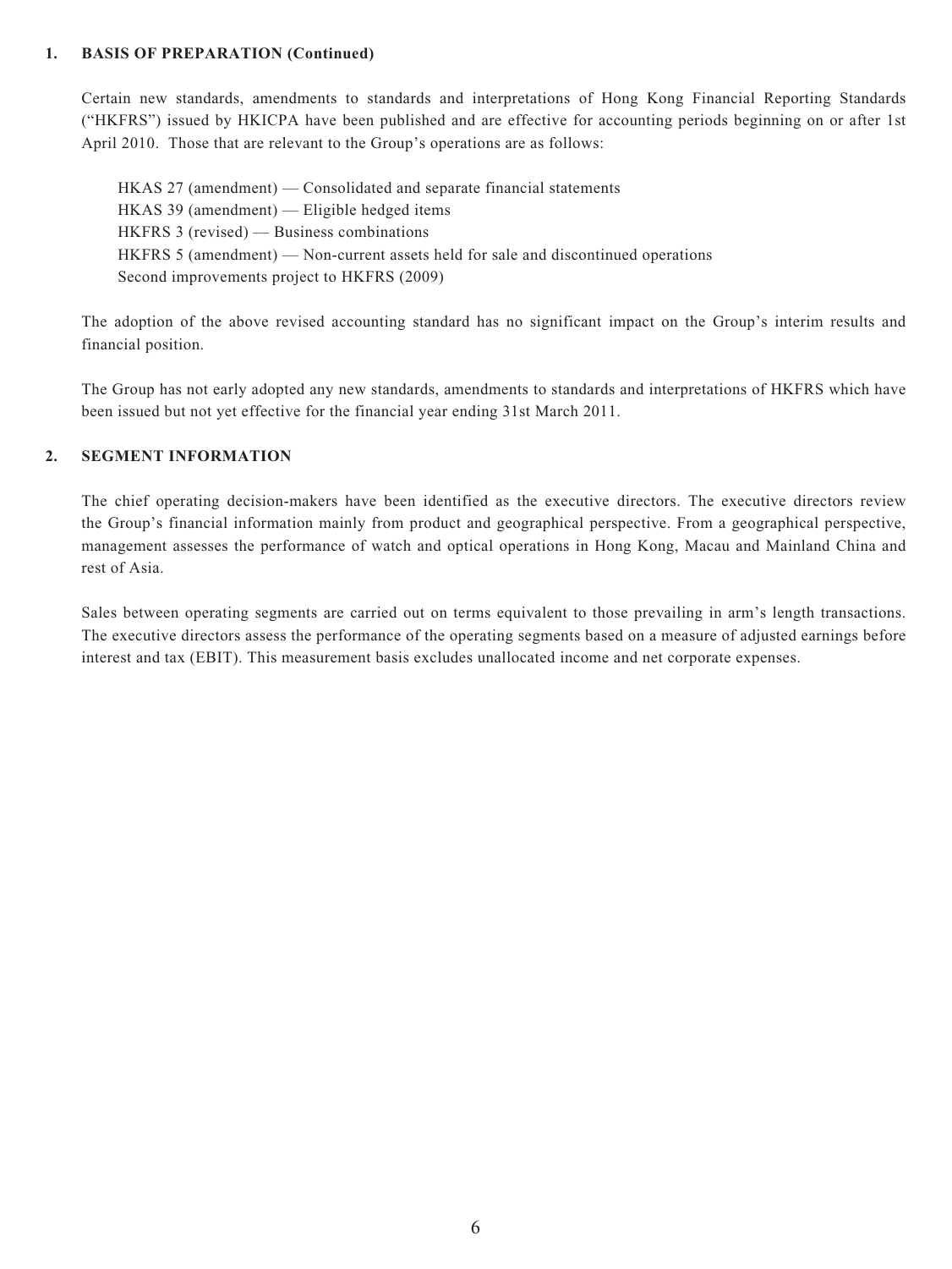## 1. BASIS OF PREPARATION (Continued)

Certain new standards, amendments to standards and interpretations of Hong Kong Financial Reporting Standards ("HKFRS") issued by HKICPA have been published and are effective for accounting periods beginning on or after 1st April 2010. Those that are relevant to the Group's operations are as follows:

HKAS 27 (amendment) — Consolidated and separate financial statements
HKAS 39 (amendment) — Eligible hedged items
HKFRS 3 (revised) — Business combinations
HKFRS 5 (amendment) — Non-current assets held for sale and discontinued operations
Second improvements project to HKFRS (2009)

The adoption of the above revised accounting standard has no significant impact on the Group's interim results and financial position.

The Group has not early adopted any new standards, amendments to standards and interpretations of HKFRS which have been issued but not yet effective for the financial year ending 31st March 2011.

## 2. SEGMENT INFORMATION

The chief operating decision-makers have been identified as the executive directors. The executive directors review the Group's financial information mainly from product and geographical perspective. From a geographical perspective, management assesses the performance of watch and optical operations in Hong Kong, Macau and Mainland China and rest of Asia.

Sales between operating segments are carried out on terms equivalent to those prevailing in arm's length transactions. The executive directors assess the performance of the operating segments based on a measure of adjusted earnings before interest and tax (EBIT). This measurement basis excludes unallocated income and net corporate expenses.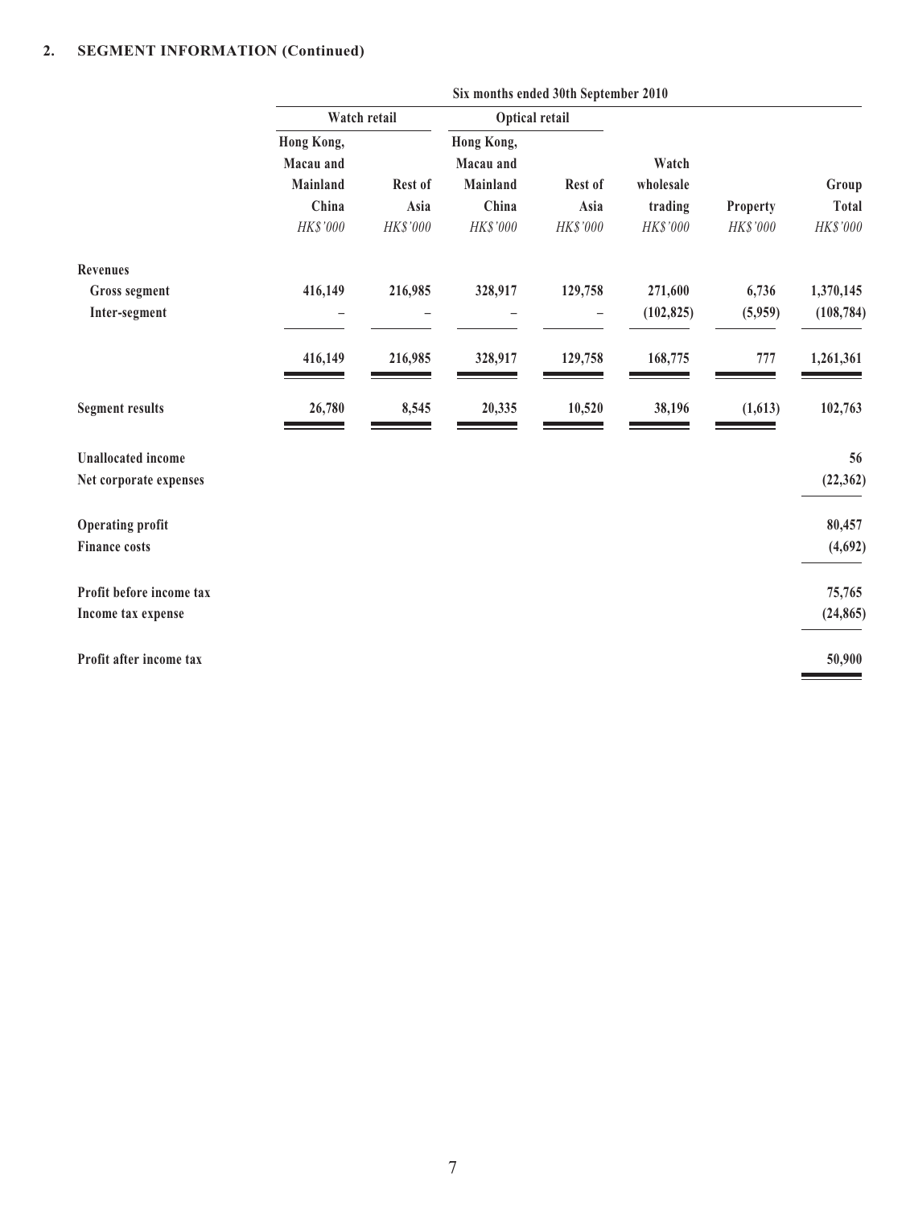## 2. SEGMENT INFORMATION (Continued)

| | Six months ended 30th September 2010 | | | | | | |
|---|---|---|---|---|---|---|---|
| | Watch retail | | Optical retail | | | | |
| | Hong Kong, Macau and Mainland China | Rest of Asia | Hong Kong, Macau and Mainland China | Rest of Asia | Watch wholesale trading | Property | Group Total |
| | *HK$'000* | *HK$'000* | *HK$'000* | *HK$'000* | *HK$'000* | *HK$'000* | *HK$'000* |
| **Revenues** | | | | | | | |
| Gross segment | 416,149 | 216,985 | 328,917 | 129,758 | 271,600 | 6,736 | 1,370,145 |
| Inter-segment | – | – | – | – | (102,825) | (5,959) | (108,784) |
| | 416,149 | 216,985 | 328,917 | 129,758 | 168,775 | 777 | 1,261,361 |
| **Segment results** | 26,780 | 8,545 | 20,335 | 10,520 | 38,196 | (1,613) | 102,763 |
| Unallocated income | | | | | | | 56 |
| Net corporate expenses | | | | | | | (22,362) |
| Operating profit | | | | | | | 80,457 |
| Finance costs | | | | | | | (4,692) |
| Profit before income tax | | | | | | | 75,765 |
| Income tax expense | | | | | | | (24,865) |
| Profit after income tax | | | | | | | 50,900 |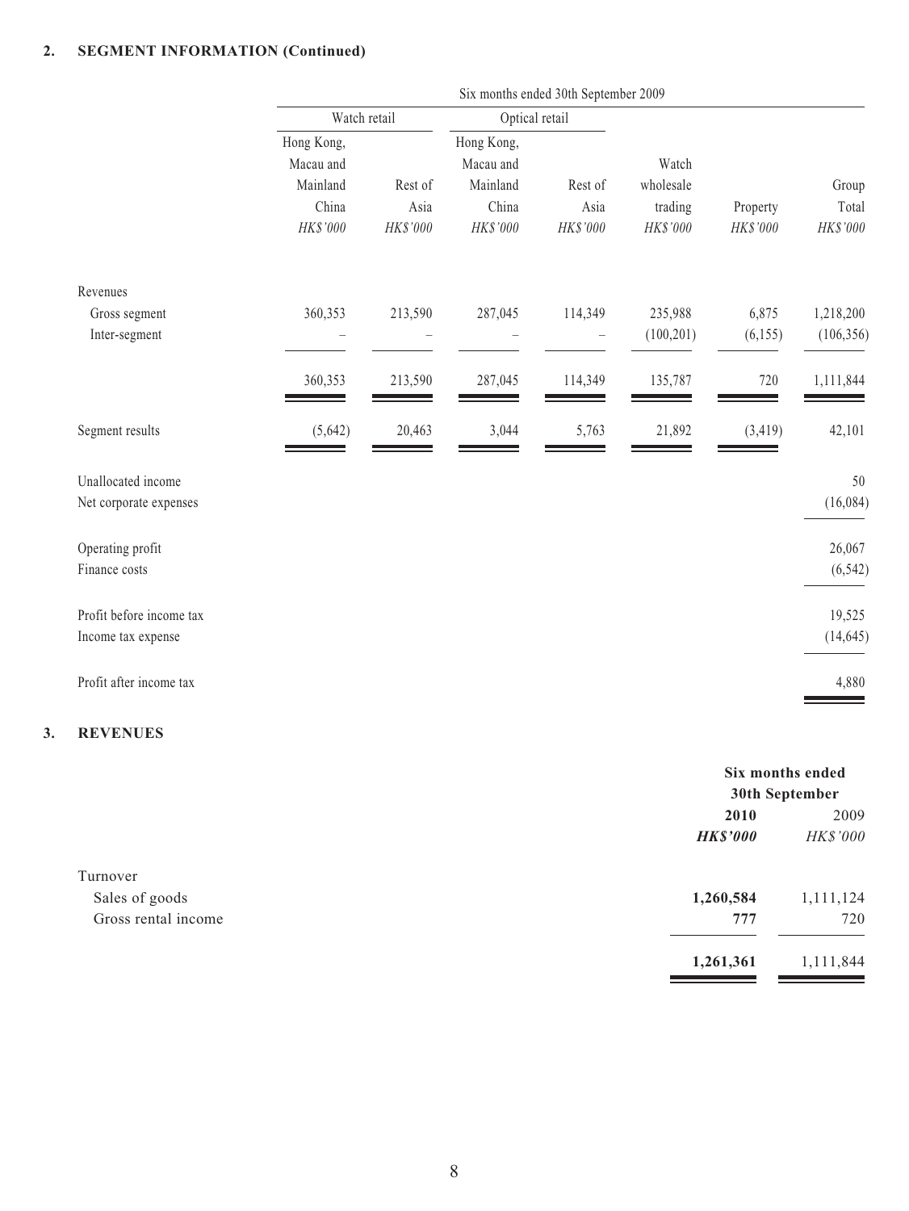## 2. SEGMENT INFORMATION (Continued)

| | Six months ended 30th September 2009 | | | | | | |
|---|---|---|---|---|---|---|---|
| | Watch retail | | Optical retail | | | | |
| | Hong Kong, Macau and Mainland China | Rest of Asia | Hong Kong, Macau and Mainland China | Rest of Asia | Watch wholesale trading | Property | Group Total |
| | *HK$'000* | *HK$'000* | *HK$'000* | *HK$'000* | *HK$'000* | *HK$'000* | *HK$'000* |
| Revenues | | | | | | | |
| Gross segment | 360,353 | 213,590 | 287,045 | 114,349 | 235,988 | 6,875 | 1,218,200 |
| Inter-segment | – | – | – | – | (100,201) | (6,155) | (106,356) |
| | 360,353 | 213,590 | 287,045 | 114,349 | 135,787 | 720 | 1,111,844 |
| Segment results | (5,642) | 20,463 | 3,044 | 5,763 | 21,892 | (3,419) | 42,101 |
| Unallocated income | | | | | | | 50 |
| Net corporate expenses | | | | | | | (16,084) |
| Operating profit | | | | | | | 26,067 |
| Finance costs | | | | | | | (6,542) |
| Profit before income tax | | | | | | | 19,525 |
| Income tax expense | | | | | | | (14,645) |
| Profit after income tax | | | | | | | 4,880 |

## 3. REVENUES

| | Six months ended 30th September | |
|---|---|---|
| | **2010** | 2009 |
| | ***HK$'000*** | *HK$'000* |
| Turnover | | |
| Sales of goods | **1,260,584** | 1,111,124 |
| Gross rental income | **777** | 720 |
| | **1,261,361** | 1,111,844 |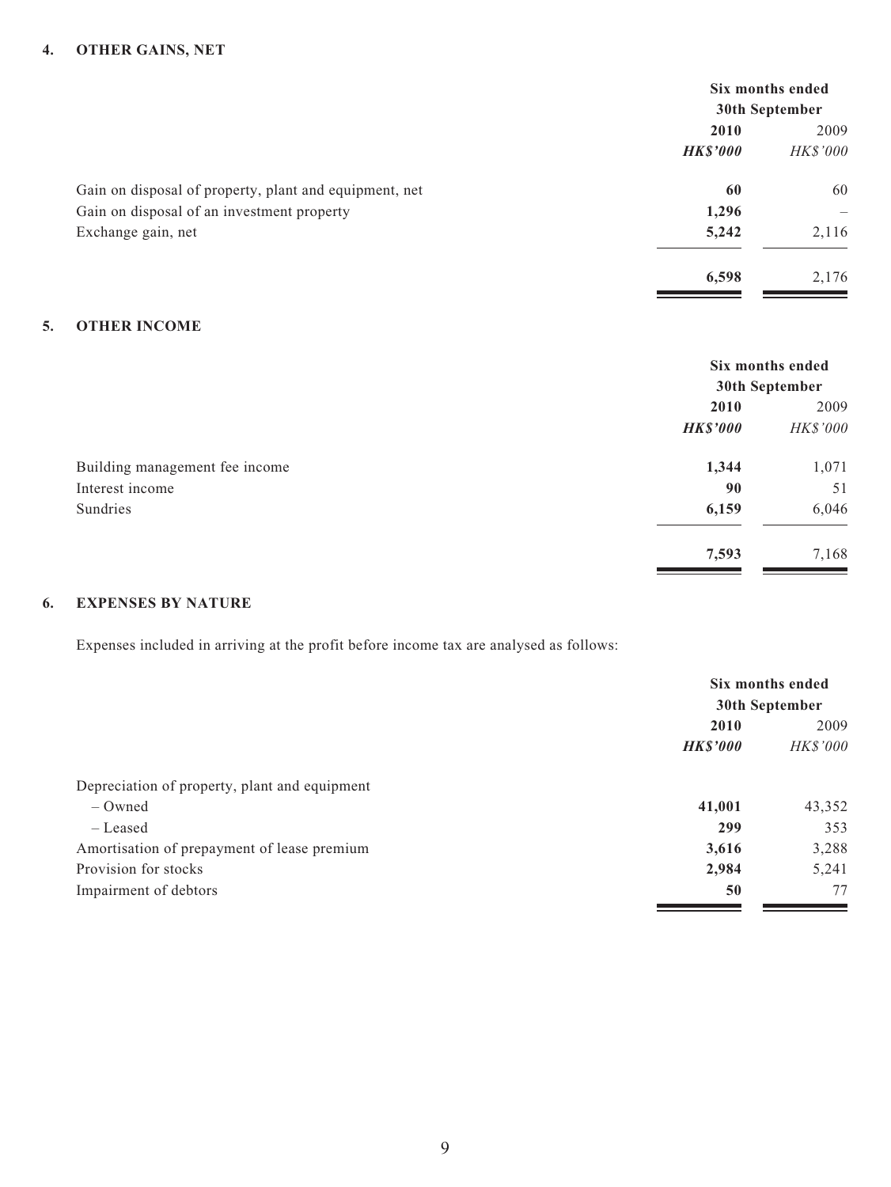## 4. OTHER GAINS, NET

| | Six months ended 30th September | |
|---|---|---|
| | **2010** | 2009 |
| | ***HK$'000*** | *HK$'000* |
| Gain on disposal of property, plant and equipment, net | **60** | 60 |
| Gain on disposal of an investment property | **1,296** | – |
| Exchange gain, net | **5,242** | 2,116 |
| | **6,598** | 2,176 |

## 5. OTHER INCOME

| | Six months ended 30th September | |
|---|---|---|
| | **2010** | 2009 |
| | ***HK$'000*** | *HK$'000* |
| Building management fee income | **1,344** | 1,071 |
| Interest income | **90** | 51 |
| Sundries | **6,159** | 6,046 |
| | **7,593** | 7,168 |

## 6. EXPENSES BY NATURE

Expenses included in arriving at the profit before income tax are analysed as follows:

| | Six months ended 30th September | |
|---|---|---|
| | **2010** | 2009 |
| | ***HK$'000*** | *HK$'000* |
| Depreciation of property, plant and equipment | | |
| – Owned | **41,001** | 43,352 |
| – Leased | **299** | 353 |
| Amortisation of prepayment of lease premium | **3,616** | 3,288 |
| Provision for stocks | **2,984** | 5,241 |
| Impairment of debtors | **50** | 77 |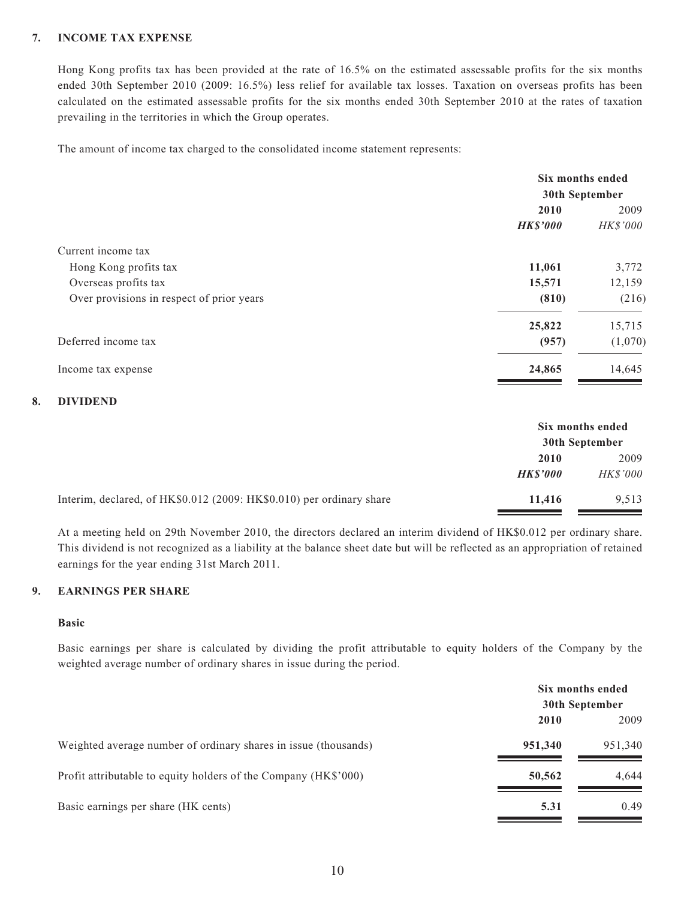## 7. INCOME TAX EXPENSE

Hong Kong profits tax has been provided at the rate of 16.5% on the estimated assessable profits for the six months ended 30th September 2010 (2009: 16.5%) less relief for available tax losses. Taxation on overseas profits has been calculated on the estimated assessable profits for the six months ended 30th September 2010 at the rates of taxation prevailing in the territories in which the Group operates.

The amount of income tax charged to the consolidated income statement represents:

| | Six months ended 30th September | |
|---|---|---|
| | **2010** | 2009 |
| | ***HK$'000*** | *HK$'000* |
| Current income tax | | |
| Hong Kong profits tax | **11,061** | 3,772 |
| Overseas profits tax | **15,571** | 12,159 |
| Over provisions in respect of prior years | **(810)** | (216) |
| | **25,822** | 15,715 |
| Deferred income tax | **(957)** | (1,070) |
| Income tax expense | **24,865** | 14,645 |

## 8. DIVIDEND

| | Six months ended 30th September | |
|---|---|---|
| | **2010** | 2009 |
| | ***HK$'000*** | *HK$'000* |
| Interim, declared, of HK$0.012 (2009: HK$0.010) per ordinary share | **11,416** | 9,513 |

At a meeting held on 29th November 2010, the directors declared an interim dividend of HK$0.012 per ordinary share. This dividend is not recognized as a liability at the balance sheet date but will be reflected as an appropriation of retained earnings for the year ending 31st March 2011.

## 9. EARNINGS PER SHARE

**Basic**

Basic earnings per share is calculated by dividing the profit attributable to equity holders of the Company by the weighted average number of ordinary shares in issue during the period.

| | Six months ended 30th September | |
|---|---|---|
| | **2010** | 2009 |
| Weighted average number of ordinary shares in issue (thousands) | **951,340** | 951,340 |
| Profit attributable to equity holders of the Company (HK$'000) | **50,562** | 4,644 |
| Basic earnings per share (HK cents) | **5.31** | 0.49 |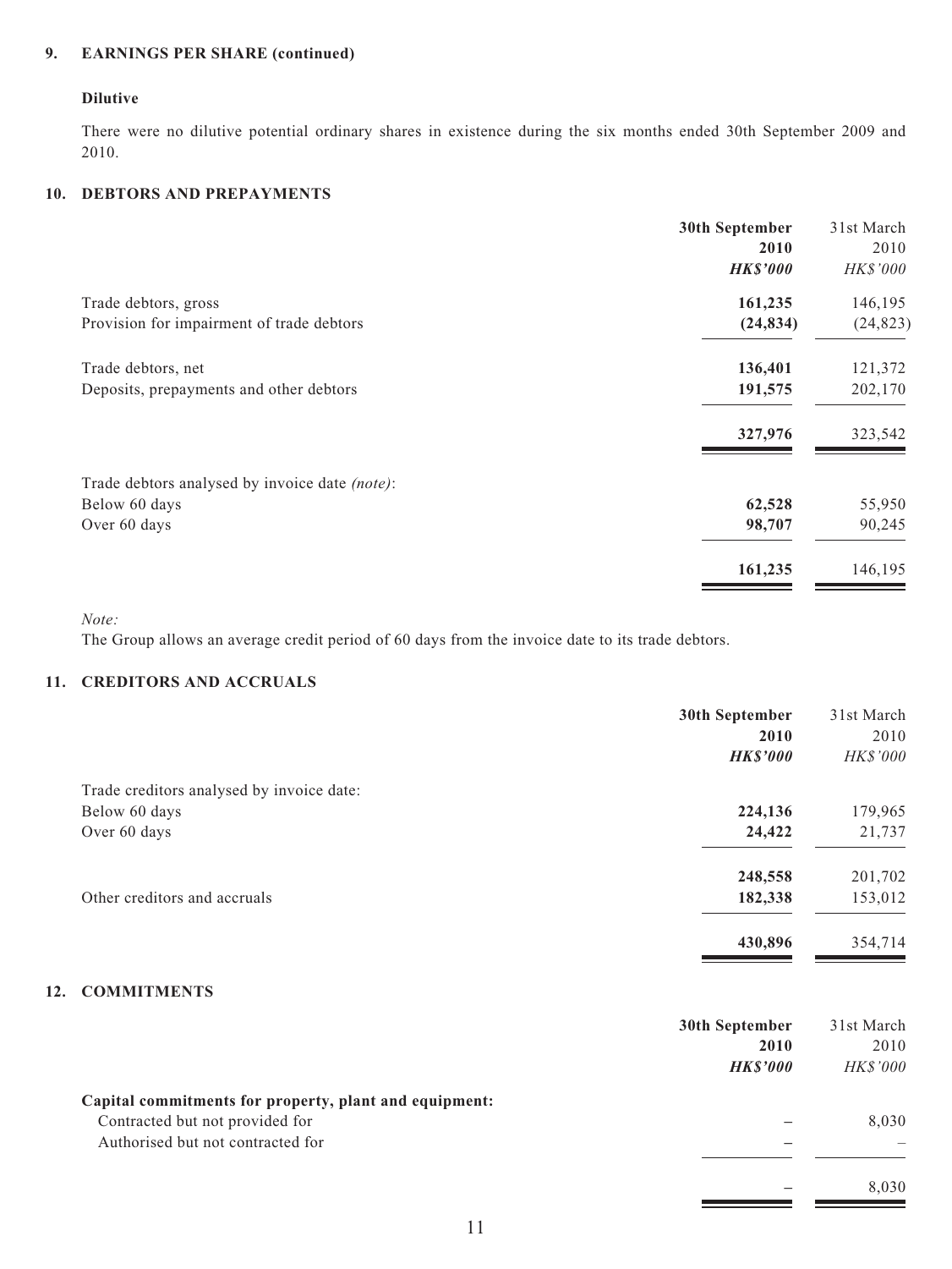## 9. EARNINGS PER SHARE (continued)

### Dilutive

There were no dilutive potential ordinary shares in existence during the six months ended 30th September 2009 and 2010.

## 10. DEBTORS AND PREPAYMENTS

| | **30th September 2010** | 31st March 2010 |
|---|---|---|
| | ***HK$'000*** | *HK$'000* |
| Trade debtors, gross | **161,235** | 146,195 |
| Provision for impairment of trade debtors | **(24,834)** | (24,823) |
| Trade debtors, net | **136,401** | 121,372 |
| Deposits, prepayments and other debtors | **191,575** | 202,170 |
| | **327,976** | 323,542 |
| Trade debtors analysed by invoice date *(note)*: | | |
| Below 60 days | **62,528** | 55,950 |
| Over 60 days | **98,707** | 90,245 |
| | **161,235** | 146,195 |

*Note:*
The Group allows an average credit period of 60 days from the invoice date to its trade debtors.

## 11. CREDITORS AND ACCRUALS

| | **30th September 2010** | 31st March 2010 |
|---|---|---|
| | ***HK$'000*** | *HK$'000* |
| Trade creditors analysed by invoice date: | | |
| Below 60 days | **224,136** | 179,965 |
| Over 60 days | **24,422** | 21,737 |
| | **248,558** | 201,702 |
| Other creditors and accruals | **182,338** | 153,012 |
| | **430,896** | 354,714 |

## 12. COMMITMENTS

| | **30th September 2010** | 31st March 2010 |
|---|---|---|
| | ***HK$'000*** | *HK$'000* |
| **Capital commitments for property, plant and equipment:** | | |
| Contracted but not provided for | **–** | 8,030 |
| Authorised but not contracted for | **–** | – |
| | **–** | 8,030 |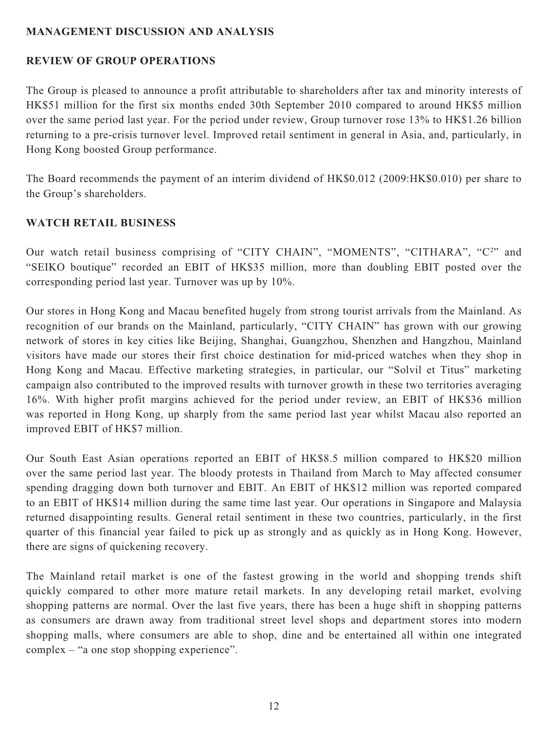## MANAGEMENT DISCUSSION AND ANALYSIS

### REVIEW OF GROUP OPERATIONS

The Group is pleased to announce a profit attributable to shareholders after tax and minority interests of HK$51 million for the first six months ended 30th September 2010 compared to around HK$5 million over the same period last year. For the period under review, Group turnover rose 13% to HK$1.26 billion returning to a pre-crisis turnover level. Improved retail sentiment in general in Asia, and, particularly, in Hong Kong boosted Group performance.

The Board recommends the payment of an interim dividend of HK$0.012 (2009:HK$0.010) per share to the Group's shareholders.

### WATCH RETAIL BUSINESS

Our watch retail business comprising of "CITY CHAIN", "MOMENTS", "CITHARA", "$C^2$" and "SEIKO boutique" recorded an EBIT of HK$35 million, more than doubling EBIT posted over the corresponding period last year. Turnover was up by 10%.

Our stores in Hong Kong and Macau benefited hugely from strong tourist arrivals from the Mainland. As recognition of our brands on the Mainland, particularly, "CITY CHAIN" has grown with our growing network of stores in key cities like Beijing, Shanghai, Guangzhou, Shenzhen and Hangzhou, Mainland visitors have made our stores their first choice destination for mid-priced watches when they shop in Hong Kong and Macau. Effective marketing strategies, in particular, our "Solvil et Titus" marketing campaign also contributed to the improved results with turnover growth in these two territories averaging 16%. With higher profit margins achieved for the period under review, an EBIT of HK$36 million was reported in Hong Kong, up sharply from the same period last year whilst Macau also reported an improved EBIT of HK$7 million.

Our South East Asian operations reported an EBIT of HK$8.5 million compared to HK$20 million over the same period last year. The bloody protests in Thailand from March to May affected consumer spending dragging down both turnover and EBIT. An EBIT of HK$12 million was reported compared to an EBIT of HK$14 million during the same time last year. Our operations in Singapore and Malaysia returned disappointing results. General retail sentiment in these two countries, particularly, in the first quarter of this financial year failed to pick up as strongly and as quickly as in Hong Kong. However, there are signs of quickening recovery.

The Mainland retail market is one of the fastest growing in the world and shopping trends shift quickly compared to other more mature retail markets. In any developing retail market, evolving shopping patterns are normal. Over the last five years, there has been a huge shift in shopping patterns as consumers are drawn away from traditional street level shops and department stores into modern shopping malls, where consumers are able to shop, dine and be entertained all within one integrated complex – "a one stop shopping experience".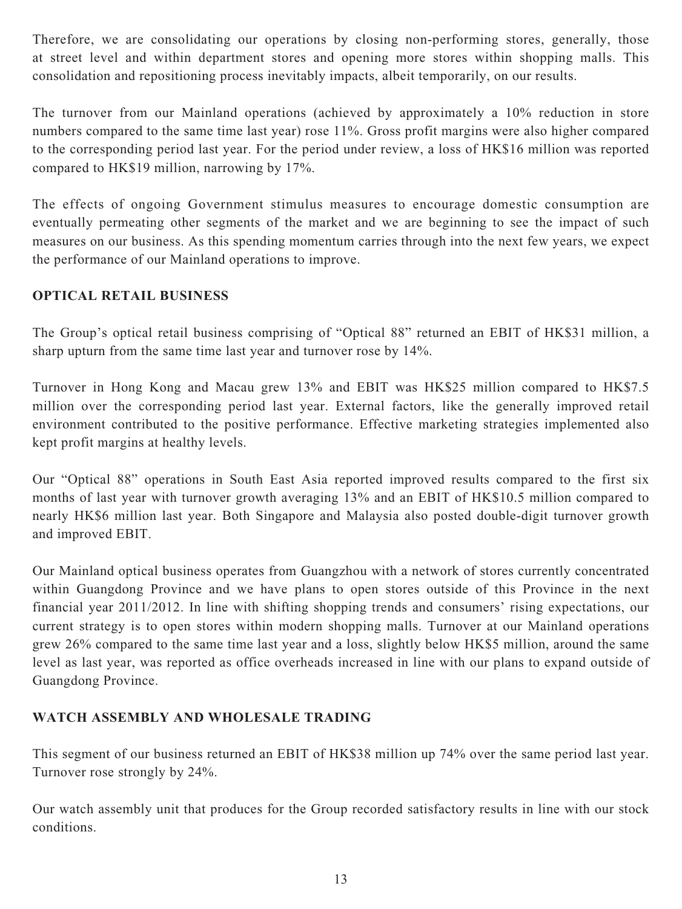Therefore, we are consolidating our operations by closing non-performing stores, generally, those at street level and within department stores and opening more stores within shopping malls. This consolidation and repositioning process inevitably impacts, albeit temporarily, on our results.

The turnover from our Mainland operations (achieved by approximately a 10% reduction in store numbers compared to the same time last year) rose 11%. Gross profit margins were also higher compared to the corresponding period last year. For the period under review, a loss of HK$16 million was reported compared to HK$19 million, narrowing by 17%.

The effects of ongoing Government stimulus measures to encourage domestic consumption are eventually permeating other segments of the market and we are beginning to see the impact of such measures on our business. As this spending momentum carries through into the next few years, we expect the performance of our Mainland operations to improve.

## OPTICAL RETAIL BUSINESS

The Group's optical retail business comprising of "Optical 88" returned an EBIT of HK$31 million, a sharp upturn from the same time last year and turnover rose by 14%.

Turnover in Hong Kong and Macau grew 13% and EBIT was HK$25 million compared to HK$7.5 million over the corresponding period last year. External factors, like the generally improved retail environment contributed to the positive performance. Effective marketing strategies implemented also kept profit margins at healthy levels.

Our "Optical 88" operations in South East Asia reported improved results compared to the first six months of last year with turnover growth averaging 13% and an EBIT of HK$10.5 million compared to nearly HK$6 million last year. Both Singapore and Malaysia also posted double-digit turnover growth and improved EBIT.

Our Mainland optical business operates from Guangzhou with a network of stores currently concentrated within Guangdong Province and we have plans to open stores outside of this Province in the next financial year 2011/2012. In line with shifting shopping trends and consumers' rising expectations, our current strategy is to open stores within modern shopping malls. Turnover at our Mainland operations grew 26% compared to the same time last year and a loss, slightly below HK$5 million, around the same level as last year, was reported as office overheads increased in line with our plans to expand outside of Guangdong Province.

## WATCH ASSEMBLY AND WHOLESALE TRADING

This segment of our business returned an EBIT of HK$38 million up 74% over the same period last year. Turnover rose strongly by 24%.

Our watch assembly unit that produces for the Group recorded satisfactory results in line with our stock conditions.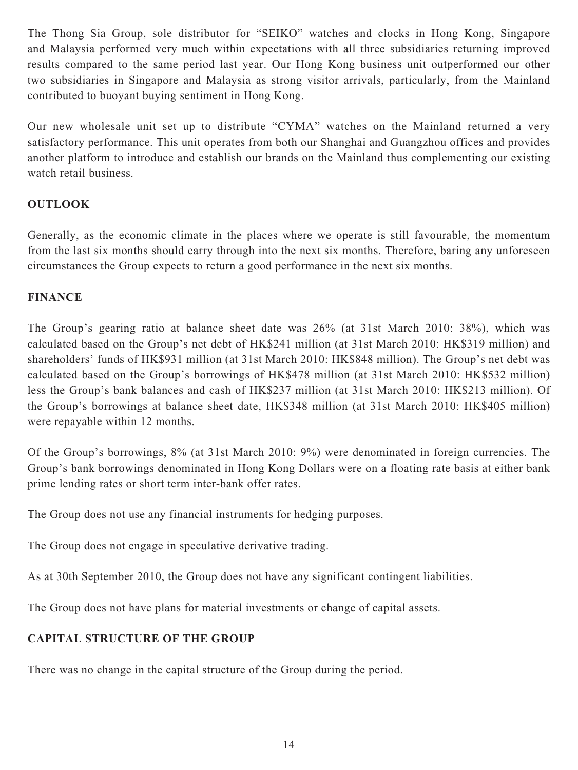The Thong Sia Group, sole distributor for "SEIKO" watches and clocks in Hong Kong, Singapore and Malaysia performed very much within expectations with all three subsidiaries returning improved results compared to the same period last year. Our Hong Kong business unit outperformed our other two subsidiaries in Singapore and Malaysia as strong visitor arrivals, particularly, from the Mainland contributed to buoyant buying sentiment in Hong Kong.

Our new wholesale unit set up to distribute "CYMA" watches on the Mainland returned a very satisfactory performance. This unit operates from both our Shanghai and Guangzhou offices and provides another platform to introduce and establish our brands on the Mainland thus complementing our existing watch retail business.

## OUTLOOK

Generally, as the economic climate in the places where we operate is still favourable, the momentum from the last six months should carry through into the next six months. Therefore, baring any unforeseen circumstances the Group expects to return a good performance in the next six months.

## FINANCE

The Group's gearing ratio at balance sheet date was 26% (at 31st March 2010: 38%), which was calculated based on the Group's net debt of HK$241 million (at 31st March 2010: HK$319 million) and shareholders' funds of HK$931 million (at 31st March 2010: HK$848 million). The Group's net debt was calculated based on the Group's borrowings of HK$478 million (at 31st March 2010: HK$532 million) less the Group's bank balances and cash of HK$237 million (at 31st March 2010: HK$213 million). Of the Group's borrowings at balance sheet date, HK$348 million (at 31st March 2010: HK$405 million) were repayable within 12 months.

Of the Group's borrowings, 8% (at 31st March 2010: 9%) were denominated in foreign currencies. The Group's bank borrowings denominated in Hong Kong Dollars were on a floating rate basis at either bank prime lending rates or short term inter-bank offer rates.

The Group does not use any financial instruments for hedging purposes.

The Group does not engage in speculative derivative trading.

As at 30th September 2010, the Group does not have any significant contingent liabilities.

The Group does not have plans for material investments or change of capital assets.

## CAPITAL STRUCTURE OF THE GROUP

There was no change in the capital structure of the Group during the period.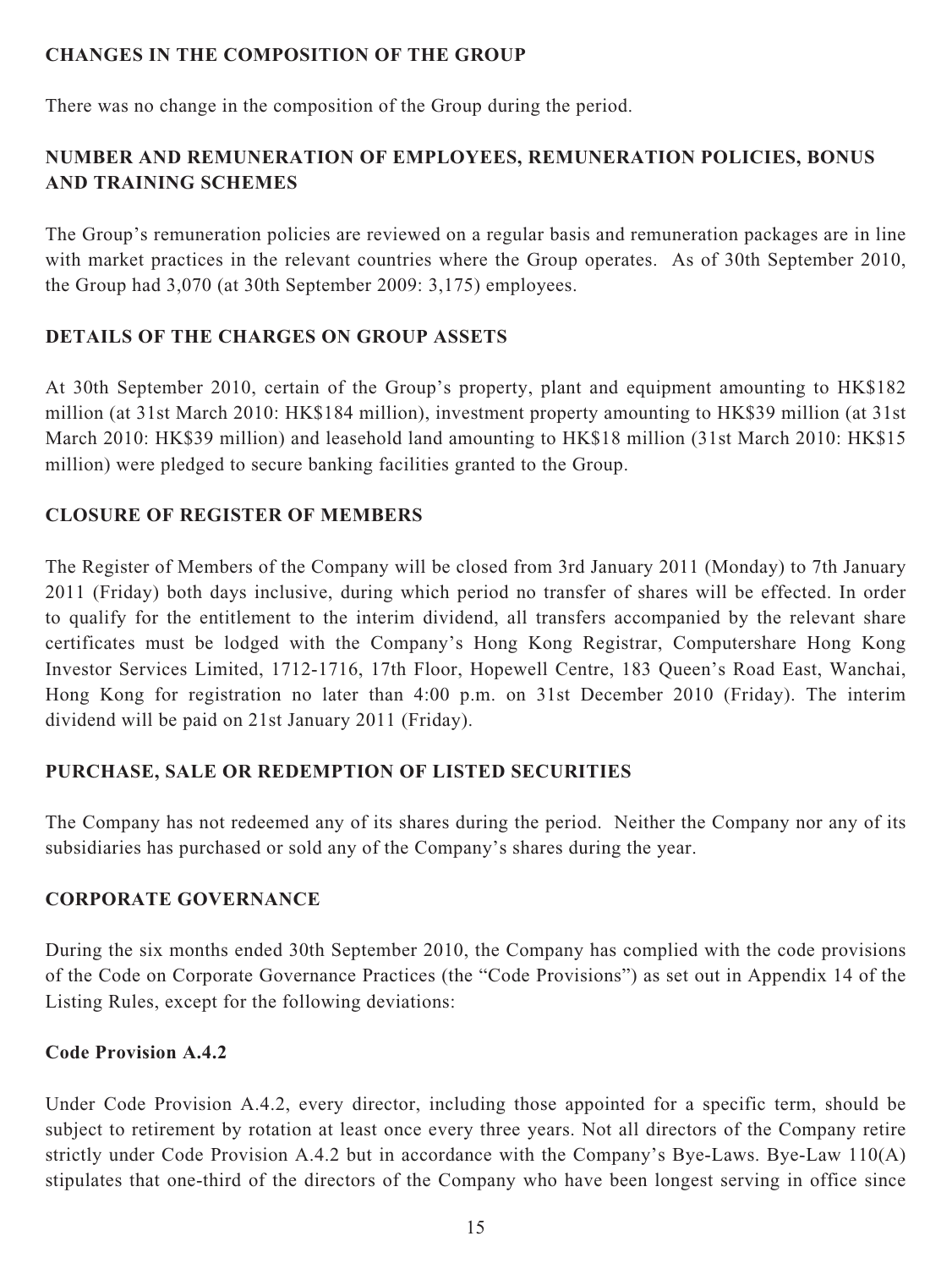## CHANGES IN THE COMPOSITION OF THE GROUP

There was no change in the composition of the Group during the period.

## NUMBER AND REMUNERATION OF EMPLOYEES, REMUNERATION POLICIES, BONUS AND TRAINING SCHEMES

The Group's remuneration policies are reviewed on a regular basis and remuneration packages are in line with market practices in the relevant countries where the Group operates. As of 30th September 2010, the Group had 3,070 (at 30th September 2009: 3,175) employees.

## DETAILS OF THE CHARGES ON GROUP ASSETS

At 30th September 2010, certain of the Group's property, plant and equipment amounting to HK$182 million (at 31st March 2010: HK$184 million), investment property amounting to HK$39 million (at 31st March 2010: HK$39 million) and leasehold land amounting to HK$18 million (31st March 2010: HK$15 million) were pledged to secure banking facilities granted to the Group.

## CLOSURE OF REGISTER OF MEMBERS

The Register of Members of the Company will be closed from 3rd January 2011 (Monday) to 7th January 2011 (Friday) both days inclusive, during which period no transfer of shares will be effected. In order to qualify for the entitlement to the interim dividend, all transfers accompanied by the relevant share certificates must be lodged with the Company's Hong Kong Registrar, Computershare Hong Kong Investor Services Limited, 1712-1716, 17th Floor, Hopewell Centre, 183 Queen's Road East, Wanchai, Hong Kong for registration no later than 4:00 p.m. on 31st December 2010 (Friday). The interim dividend will be paid on 21st January 2011 (Friday).

## PURCHASE, SALE OR REDEMPTION OF LISTED SECURITIES

The Company has not redeemed any of its shares during the period. Neither the Company nor any of its subsidiaries has purchased or sold any of the Company's shares during the year.

## CORPORATE GOVERNANCE

During the six months ended 30th September 2010, the Company has complied with the code provisions of the Code on Corporate Governance Practices (the "Code Provisions") as set out in Appendix 14 of the Listing Rules, except for the following deviations:

### Code Provision A.4.2

Under Code Provision A.4.2, every director, including those appointed for a specific term, should be subject to retirement by rotation at least once every three years. Not all directors of the Company retire strictly under Code Provision A.4.2 but in accordance with the Company's Bye-Laws. Bye-Law 110(A) stipulates that one-third of the directors of the Company who have been longest serving in office since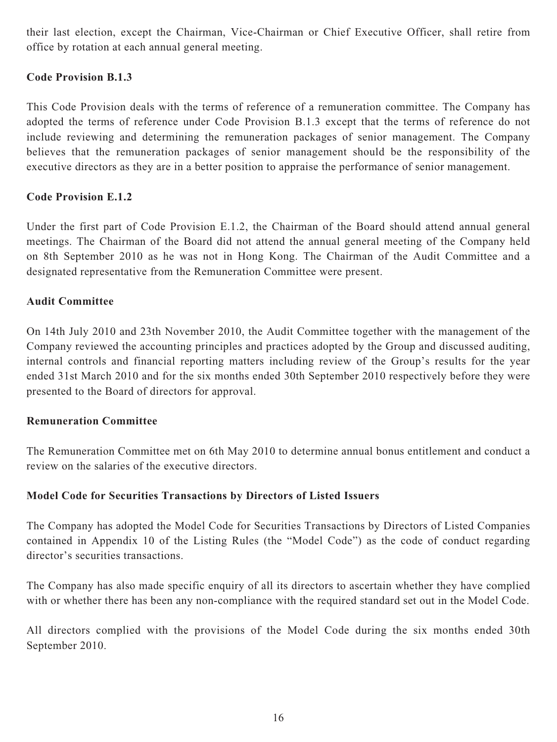their last election, except the Chairman, Vice-Chairman or Chief Executive Officer, shall retire from office by rotation at each annual general meeting.

**Code Provision B.1.3**

This Code Provision deals with the terms of reference of a remuneration committee. The Company has adopted the terms of reference under Code Provision B.1.3 except that the terms of reference do not include reviewing and determining the remuneration packages of senior management. The Company believes that the remuneration packages of senior management should be the responsibility of the executive directors as they are in a better position to appraise the performance of senior management.

**Code Provision E.1.2**

Under the first part of Code Provision E.1.2, the Chairman of the Board should attend annual general meetings. The Chairman of the Board did not attend the annual general meeting of the Company held on 8th September 2010 as he was not in Hong Kong. The Chairman of the Audit Committee and a designated representative from the Remuneration Committee were present.

**Audit Committee**

On 14th July 2010 and 23th November 2010, the Audit Committee together with the management of the Company reviewed the accounting principles and practices adopted by the Group and discussed auditing, internal controls and financial reporting matters including review of the Group's results for the year ended 31st March 2010 and for the six months ended 30th September 2010 respectively before they were presented to the Board of directors for approval.

**Remuneration Committee**

The Remuneration Committee met on 6th May 2010 to determine annual bonus entitlement and conduct a review on the salaries of the executive directors.

**Model Code for Securities Transactions by Directors of Listed Issuers**

The Company has adopted the Model Code for Securities Transactions by Directors of Listed Companies contained in Appendix 10 of the Listing Rules (the "Model Code") as the code of conduct regarding director's securities transactions.

The Company has also made specific enquiry of all its directors to ascertain whether they have complied with or whether there has been any non-compliance with the required standard set out in the Model Code.

All directors complied with the provisions of the Model Code during the six months ended 30th September 2010.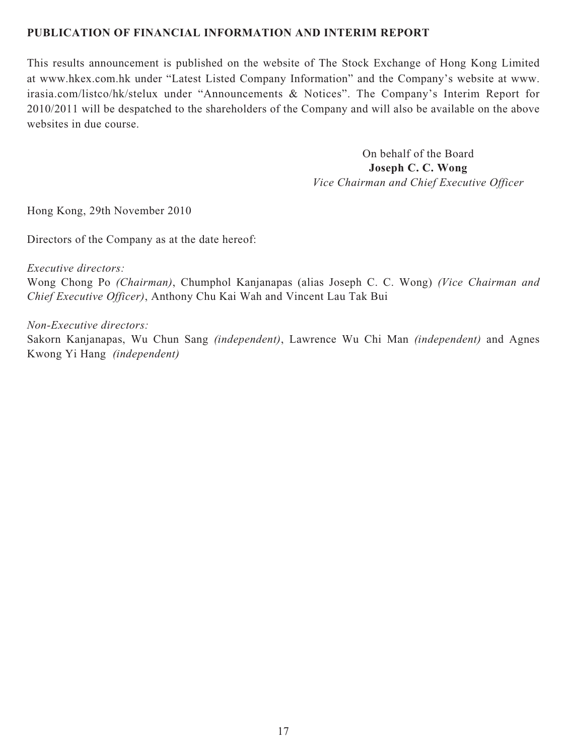**PUBLICATION OF FINANCIAL INFORMATION AND INTERIM REPORT**

This results announcement is published on the website of The Stock Exchange of Hong Kong Limited at www.hkex.com.hk under "Latest Listed Company Information" and the Company's website at www.irasia.com/listco/hk/stelux under "Announcements & Notices". The Company's Interim Report for 2010/2011 will be despatched to the shareholders of the Company and will also be available on the above websites in due course.

On behalf of the Board
**Joseph C. C. Wong**
*Vice Chairman and Chief Executive Officer*

Hong Kong, 29th November 2010

Directors of the Company as at the date hereof:

*Executive directors:*
Wong Chong Po *(Chairman)*, Chumphol Kanjanapas (alias Joseph C. C. Wong) *(Vice Chairman and Chief Executive Officer)*, Anthony Chu Kai Wah and Vincent Lau Tak Bui

*Non-Executive directors:*
Sakorn Kanjanapas, Wu Chun Sang *(independent)*, Lawrence Wu Chi Man *(independent)* and Agnes Kwong Yi Hang *(independent)*